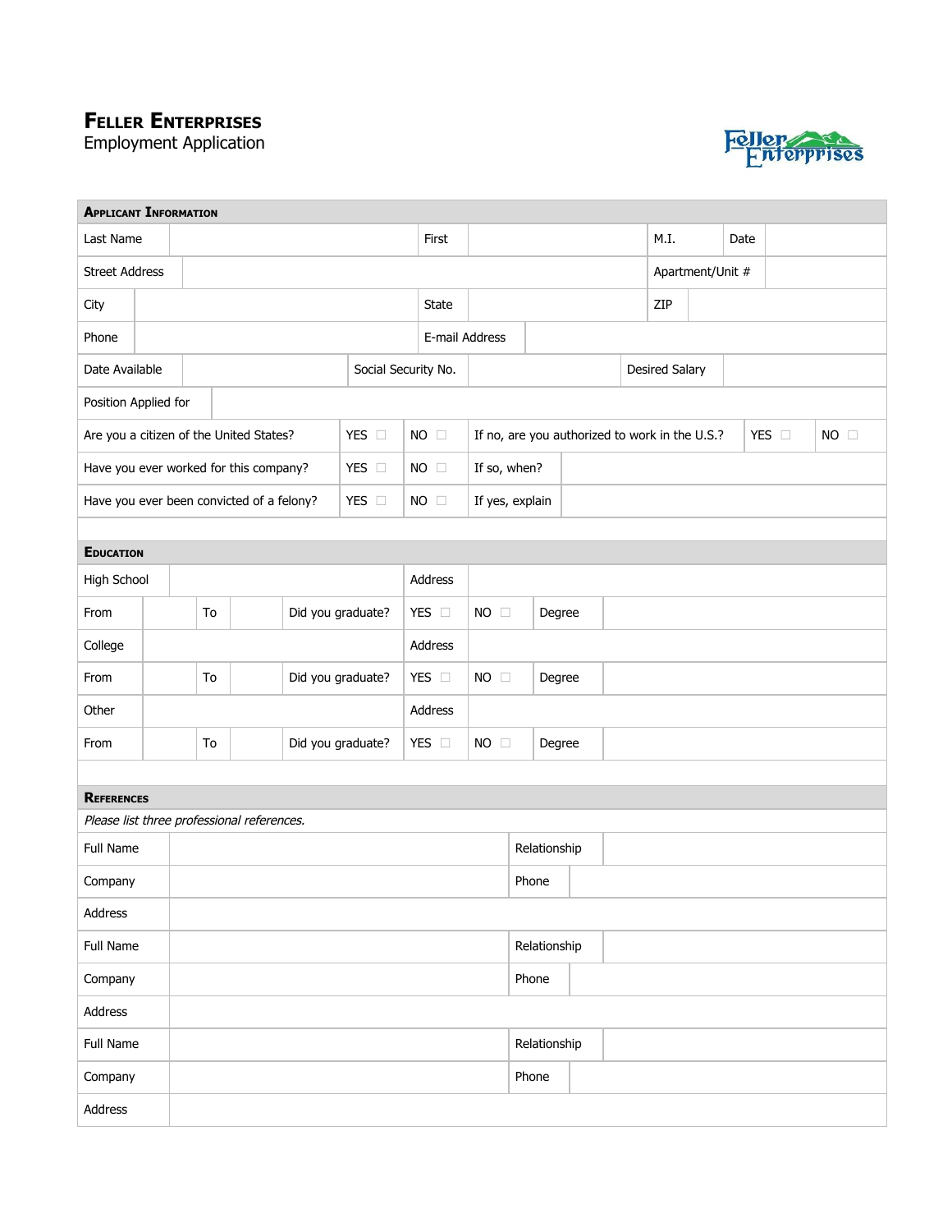# Feller Enterprises

Employment Application

## Applicant Information

| Last Name | | First | | M.I. | Date | |
|---|---|---|---|---|---|---|
| Street Address | | | | Apartment/Unit # | | |
| City | | State | | ZIP | | |
| Phone | | E-mail Address | | | | |
| Date Available | | Social Security No. | | Desired Salary | | |
| Position Applied for | | | | | | |

| Are you a citizen of the United States? | YES ☐ | NO ☐ | If no, are you authorized to work in the U.S.? | YES ☐ | NO ☐ |
|---|---|---|---|---|---|
| Have you ever worked for this company? | YES ☐ | NO ☐ | If so, when? | | |
| Have you ever been convicted of a felony? | YES ☐ | NO ☐ | If yes, explain | | |

## Education

| High School | | | | Address | | | |
|---|---|---|---|---|---|---|---|
| From | | To | | Did you graduate? | YES ☐ | NO ☐ | Degree |
| College | | | | Address | | | |
| From | | To | | Did you graduate? | YES ☐ | NO ☐ | Degree |
| Other | | | | Address | | | |
| From | | To | | Did you graduate? | YES ☐ | NO ☐ | Degree |

## References

*Please list three professional references.*

| Full Name | | Relationship | |
|---|---|---|---|
| Company | | Phone | |
| Address | | | |
| Full Name | | Relationship | |
| Company | | Phone | |
| Address | | | |
| Full Name | | Relationship | |
| Company | | Phone | |
| Address | | | |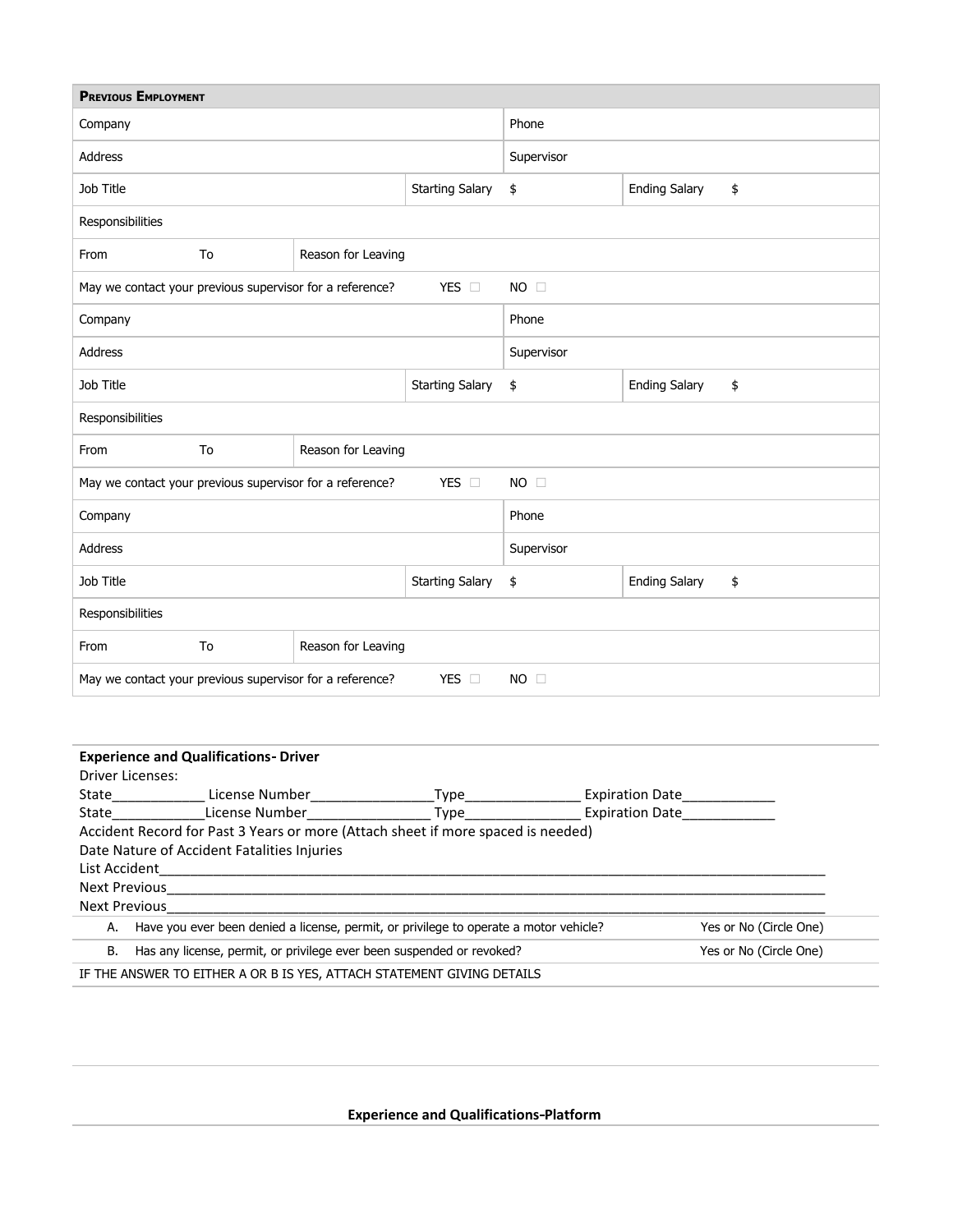| **Previous Employment** | | | | | |
|---|---|---|---|---|---|
| Company | | | Phone | | |
| Address | | | Supervisor | | |
| Job Title | | Starting Salary | $ | Ending Salary | $ |
| Responsibilities | | | | | |
| From | To | Reason for Leaving | | | |
| May we contact your previous supervisor for a reference? | | YES ☐ | NO ☐ | | |
| Company | | | Phone | | |
| Address | | | Supervisor | | |
| Job Title | | Starting Salary | $ | Ending Salary | $ |
| Responsibilities | | | | | |
| From | To | Reason for Leaving | | | |
| May we contact your previous supervisor for a reference? | | YES ☐ | NO ☐ | | |
| Company | | | Phone | | |
| Address | | | Supervisor | | |
| Job Title | | Starting Salary | $ | Ending Salary | $ |
| Responsibilities | | | | | |
| From | To | Reason for Leaving | | | |
| May we contact your previous supervisor for a reference? | | YES ☐ | NO ☐ | | |

**Experience and Qualifications- Driver**

Driver Licenses:

State____________ License Number________________Type_______________ Expiration Date____________

State____________License Number________________ Type_______________ Expiration Date____________

Accident Record for Past 3 Years or more (Attach sheet if more spaced is needed)

Date Nature of Accident Fatalities Injuries

List Accident_____________________________________________________________________________________

Next Previous_____________________________________________________________________________________

Next Previous_____________________________________________________________________________________

A. Have you ever been denied a license, permit, or privilege to operate a motor vehicle? Yes or No (Circle One)

B. Has any license, permit, or privilege ever been suspended or revoked? Yes or No (Circle One)

IF THE ANSWER TO EITHER A OR B IS YES, ATTACH STATEMENT GIVING DETAILS

**Experience and Qualifications-Platform**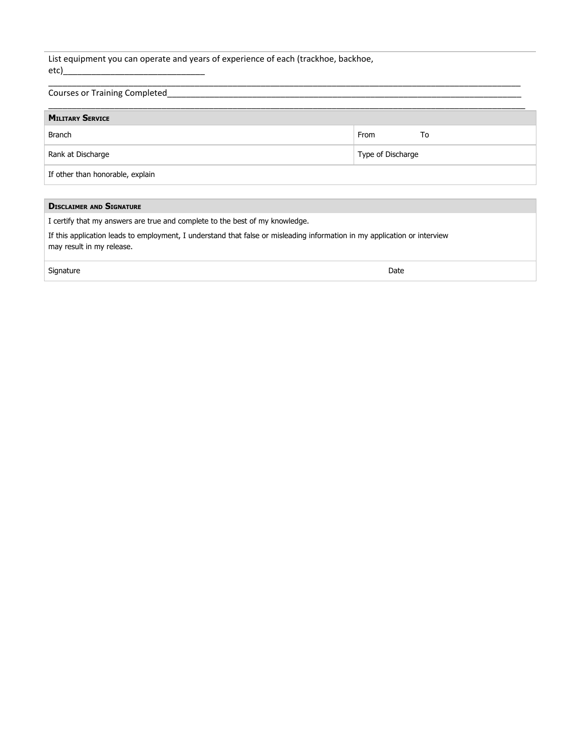List equipment you can operate and years of experience of each (trackhoe, backhoe, etc)______________________________

_______________________________________________________________________________________________

Courses or Training Completed_____________________________________________________________________________

_______________________________________________________________________________________________

## Military Service

| | |
|---|---|
| Branch | From To |
| Rank at Discharge | Type of Discharge |
| If other than honorable, explain | |

## Disclaimer and Signature

I certify that my answers are true and complete to the best of my knowledge.

If this application leads to employment, I understand that false or misleading information in my application or interview may result in my release.

| | |
|---|---|
| Signature | Date |